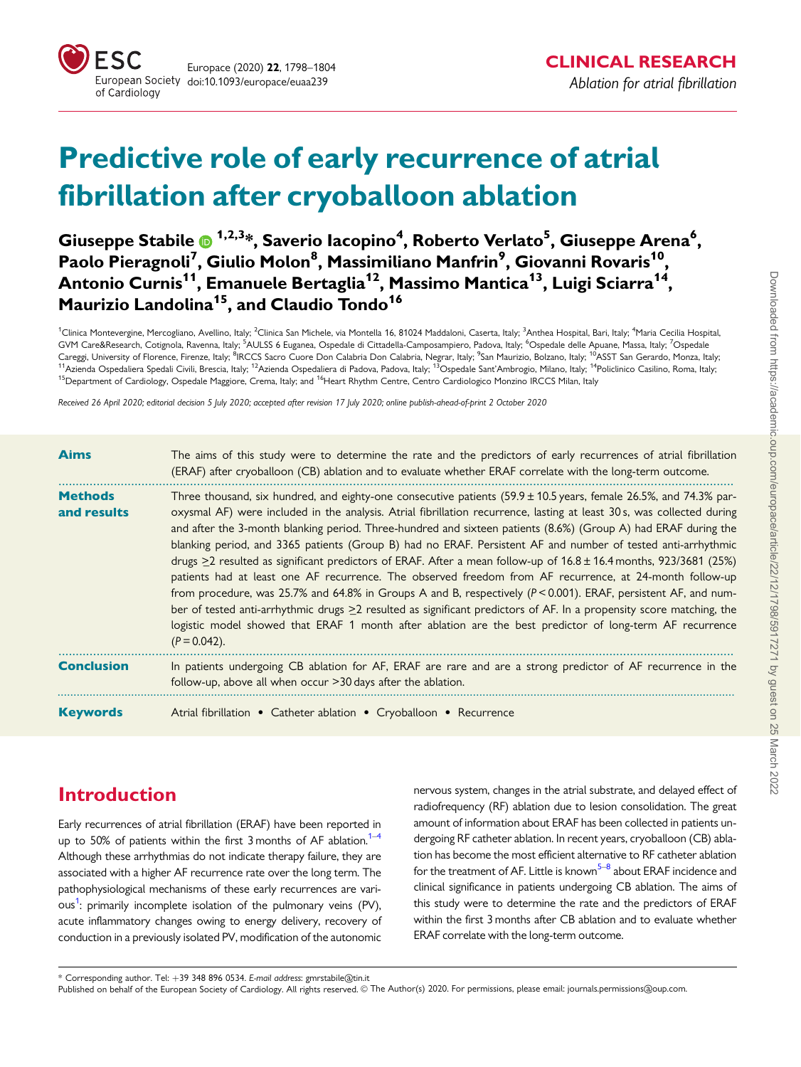CLINICAL RESEARCH

*Ablation for atrial fibrillation*

# Predictive role of early recurrence of atrial fibrillation after cryoballoon ablation

**Giuseppe Stabile [1,2,3]\*, Saverio Iacopino [4], Roberto Verlato [5], Giuseppe Arena [6], Paolo Pieragnoli [7], Giulio Molon [8], Massimiliano Manfrin [9], Giovanni Rovaris [10], Antonio Curnis [11], Emanuele Bertaglia [12], Massimo Mantica [13], Luigi Sciarra [14], Maurizio Landolina [15], and Claudio Tondo [16]**

[1]Clinica Montevergine, Mercogliano, Avellino, Italy; [2]Clinica San Michele, via Montella 16, 81024 Maddaloni, Caserta, Italy; [3]Anthea Hospital, Bari, Italy; [4]Maria Cecilia Hospital, GVM Care&Research, Cotignola, Ravenna, Italy; [5]AULSS 6 Euganea, Ospedale di Cittadella-Camposampiero, Padova, Italy; [6]Ospedale delle Apuane, Massa, Italy; [7]Ospedale Careggi, University of Florence, Firenze, Italy; [8]IRCCS Sacro Cuore Don Calabria Don Calabria, Negrar, Italy; [9]San Maurizio, Bolzano, Italy; [10]ASST San Gerardo, Monza, Italy; [11]Azienda Ospedaliera Spedali Civili, Brescia, Italy; [12]Azienda Ospedaliera di Padova, Padova, Italy; [13]Ospedale Sant'Ambrogio, Milano, Italy; [14]Policlinico Casilino, Roma, Italy; [15]Department of Cardiology, Ospedale Maggiore, Crema, Italy; and [16]Heart Rhythm Centre, Centro Cardiologico Monzino IRCCS Milan, Italy

*Received 26 April 2020; editorial decision 5 July 2020; accepted after revision 17 July 2020; online publish-ahead-of-print 2 October 2020*

**Aims** The aims of this study were to determine the rate and the predictors of early recurrences of atrial fibrillation (ERAF) after cryoballoon (CB) ablation and to evaluate whether ERAF correlate with the long-term outcome.

**Methods and results** Three thousand, six hundred, and eighty-one consecutive patients (59.9 ± 10.5 years, female 26.5%, and 74.3% paroxysmal AF) were included in the analysis. Atrial fibrillation recurrence, lasting at least 30 s, was collected during and after the 3-month blanking period. Three-hundred and sixteen patients (8.6%) (Group A) had ERAF during the blanking period, and 3365 patients (Group B) had no ERAF. Persistent AF and number of tested anti-arrhythmic drugs ≥2 resulted as significant predictors of ERAF. After a mean follow-up of 16.8 ± 16.4 months, 923/3681 (25%) patients had at least one AF recurrence. The observed freedom from AF recurrence, at 24-month follow-up from procedure, was 25.7% and 64.8% in Groups A and B, respectively ($P < 0.001$). ERAF, persistent AF, and number of tested anti-arrhythmic drugs ≥2 resulted as significant predictors of AF. In a propensity score matching, the logistic model showed that ERAF 1 month after ablation are the best predictor of long-term AF recurrence ($P = 0.042$).

**Conclusion** In patients undergoing CB ablation for AF, ERAF are rare and are a strong predictor of AF recurrence in the follow-up, above all when occur >30 days after the ablation.

**Keywords** Atrial fibrillation • Catheter ablation • Cryoballoon • Recurrence

## Introduction

Early recurrences of atrial fibrillation (ERAF) have been reported in up to 50% of patients within the first 3 months of AF ablation.[1–4] Although these arrhythmias do not indicate therapy failure, they are associated with a higher AF recurrence rate over the long term. The pathophysiological mechanisms of these early recurrences are various[1]: primarily incomplete isolation of the pulmonary veins (PV), acute inflammatory changes owing to energy delivery, recovery of conduction in a previously isolated PV, modification of the autonomic nervous system, changes in the atrial substrate, and delayed effect of radiofrequency (RF) ablation due to lesion consolidation. The great amount of information about ERAF has been collected in patients undergoing RF catheter ablation. In recent years, cryoballoon (CB) ablation has become the most efficient alternative to RF catheter ablation for the treatment of AF. Little is known[5–8] about ERAF incidence and clinical significance in patients undergoing CB ablation. The aims of this study were to determine the rate and the predictors of ERAF within the first 3 months after CB ablation and to evaluate whether ERAF correlate with the long-term outcome.

\* Corresponding author. Tel: +39 348 896 0534. *E-mail address:* gmrstabile@tin.it

Published on behalf of the European Society of Cardiology. All rights reserved. © The Author(s) 2020. For permissions, please email: journals.permissions@oup.com.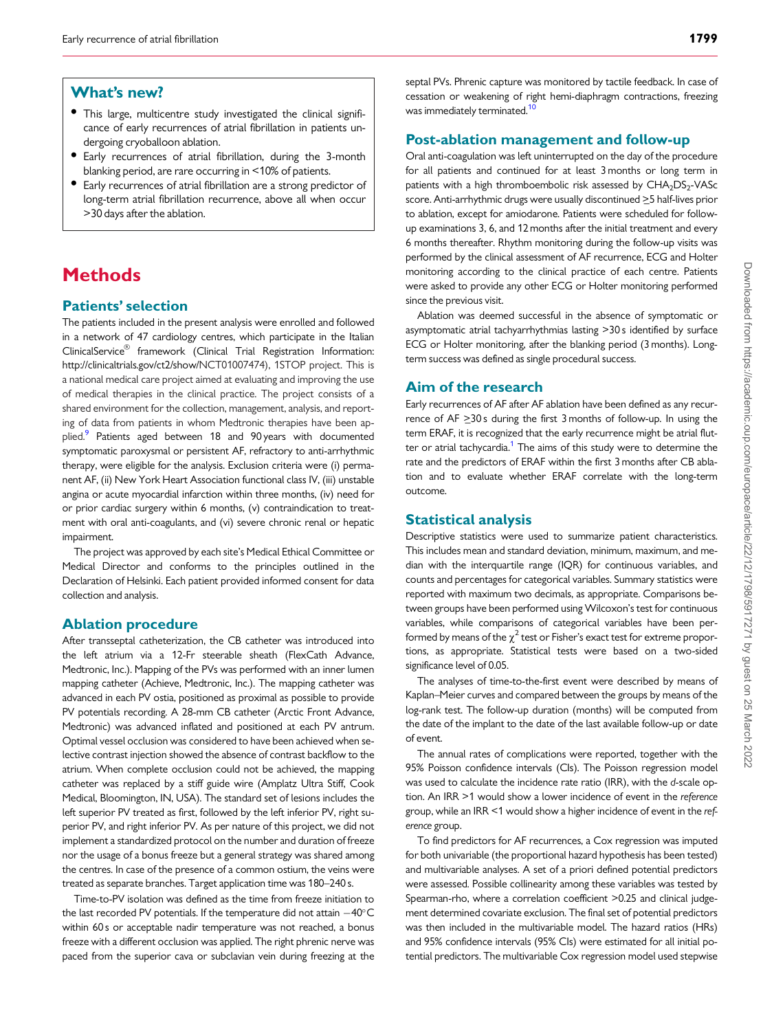## What's new?

- This large, multicentre study investigated the clinical significance of early recurrences of atrial fibrillation in patients undergoing cryoballoon ablation.
- Early recurrences of atrial fibrillation, during the 3-month blanking period, are rare occurring in <10% of patients.
- Early recurrences of atrial fibrillation are a strong predictor of long-term atrial fibrillation recurrence, above all when occur >30 days after the ablation.

# Methods

## Patients' selection

The patients included in the present analysis were enrolled and followed in a network of 47 cardiology centres, which participate in the Italian ClinicalService® framework (Clinical Trial Registration Information: http://clinicaltrials.gov/ct2/show/NCT01007474), 1STOP project. This is a national medical care project aimed at evaluating and improving the use of medical therapies in the clinical practice. The project consists of a shared environment for the collection, management, analysis, and reporting of data from patients in whom Medtronic therapies have been applied.[9] Patients aged between 18 and 90 years with documented symptomatic paroxysmal or persistent AF, refractory to anti-arrhythmic therapy, were eligible for the analysis. Exclusion criteria were (i) permanent AF, (ii) New York Heart Association functional class IV, (iii) unstable angina or acute myocardial infarction within three months, (iv) need for or prior cardiac surgery within 6 months, (v) contraindication to treatment with oral anti-coagulants, and (vi) severe chronic renal or hepatic impairment.

The project was approved by each site's Medical Ethical Committee or Medical Director and conforms to the principles outlined in the Declaration of Helsinki. Each patient provided informed consent for data collection and analysis.

## Ablation procedure

After transseptal catheterization, the CB catheter was introduced into the left atrium via a 12-Fr steerable sheath (FlexCath Advance, Medtronic, Inc.). Mapping of the PVs was performed with an inner lumen mapping catheter (Achieve, Medtronic, Inc.). The mapping catheter was advanced in each PV ostia, positioned as proximal as possible to provide PV potentials recording. A 28-mm CB catheter (Arctic Front Advance, Medtronic) was advanced inflated and positioned at each PV antrum. Optimal vessel occlusion was considered to have been achieved when selective contrast injection showed the absence of contrast backflow to the atrium. When complete occlusion could not be achieved, the mapping catheter was replaced by a stiff guide wire (Amplatz Ultra Stiff, Cook Medical, Bloomington, IN, USA). The standard set of lesions includes the left superior PV treated as first, followed by the left inferior PV, right superior PV, and right inferior PV. As per nature of this project, we did not implement a standardized protocol on the number and duration of freeze nor the usage of a bonus freeze but a general strategy was shared among the centres. In case of the presence of a common ostium, the veins were treated as separate branches. Target application time was 180–240 s.

Time-to-PV isolation was defined as the time from freeze initiation to the last recorded PV potentials. If the temperature did not attain −40°C within 60 s or acceptable nadir temperature was not reached, a bonus freeze with a different occlusion was applied. The right phrenic nerve was paced from the superior cava or subclavian vein during freezing at the septal PVs. Phrenic capture was monitored by tactile feedback. In case of cessation or weakening of right hemi-diaphragm contractions, freezing was immediately terminated.[10]

## Post-ablation management and follow-up

Oral anti-coagulation was left uninterrupted on the day of the procedure for all patients and continued for at least 3 months or long term in patients with a high thromboembolic risk assessed by $CHA_2DS_2$-VASc score. Anti-arrhythmic drugs were usually discontinued ≥5 half-lives prior to ablation, except for amiodarone. Patients were scheduled for follow-up examinations 3, 6, and 12 months after the initial treatment and every 6 months thereafter. Rhythm monitoring during the follow-up visits was performed by the clinical assessment of AF recurrence, ECG and Holter monitoring according to the clinical practice of each centre. Patients were asked to provide any other ECG or Holter monitoring performed since the previous visit.

Ablation was deemed successful in the absence of symptomatic or asymptomatic atrial tachyarrhythmias lasting >30 s identified by surface ECG or Holter monitoring, after the blanking period (3 months). Long-term success was defined as single procedural success.

## Aim of the research

Early recurrences of AF after AF ablation have been defined as any recurrence of AF ≥30 s during the first 3 months of follow-up. In using the term ERAF, it is recognized that the early recurrence might be atrial flutter or atrial tachycardia.[1] The aims of this study were to determine the rate and the predictors of ERAF within the first 3 months after CB ablation and to evaluate whether ERAF correlate with the long-term outcome.

## Statistical analysis

Descriptive statistics were used to summarize patient characteristics. This includes mean and standard deviation, minimum, maximum, and median with the interquartile range (IQR) for continuous variables, and counts and percentages for categorical variables. Summary statistics were reported with maximum two decimals, as appropriate. Comparisons between groups have been performed using Wilcoxon's test for continuous variables, while comparisons of categorical variables have been performed by means of the $\chi^2$ test or Fisher's exact test for extreme proportions, as appropriate. Statistical tests were based on a two-sided significance level of 0.05.

The analyses of time-to-the-first event were described by means of Kaplan–Meier curves and compared between the groups by means of the log-rank test. The follow-up duration (months) will be computed from the date of the implant to the date of the last available follow-up or date of event.

The annual rates of complications were reported, together with the 95% Poisson confidence intervals (CIs). The Poisson regression model was used to calculate the incidence rate ratio (IRR), with the *d*-scale option. An IRR >1 would show a lower incidence of event in the *reference* group, while an IRR <1 would show a higher incidence of event in the *reference* group.

To find predictors for AF recurrences, a Cox regression was imputed for both univariable (the proportional hazard hypothesis has been tested) and multivariable analyses. A set of a priori defined potential predictors were assessed. Possible collinearity among these variables was tested by Spearman-rho, where a correlation coefficient >0.25 and clinical judgement determined covariate exclusion. The final set of potential predictors was then included in the multivariable model. The hazard ratios (HRs) and 95% confidence intervals (95% CIs) were estimated for all initial potential predictors. The multivariable Cox regression model used stepwise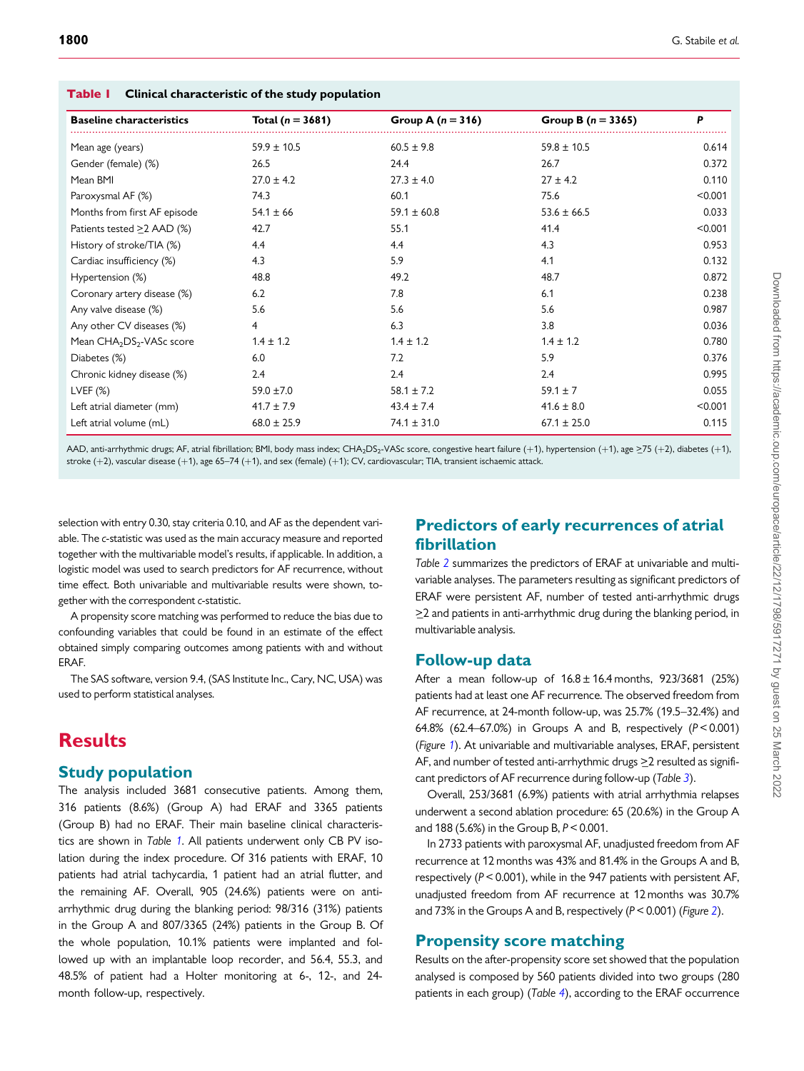**Table 1** Clinical characteristic of the study population

| Baseline characteristics | Total (n = 3681) | Group A (n = 316) | Group B (n = 3365) | P |
|---|---|---|---|---|
| Mean age (years) | 59.9 ± 10.5 | 60.5 ± 9.8 | 59.8 ± 10.5 | 0.614 |
| Gender (female) (%) | 26.5 | 24.4 | 26.7 | 0.372 |
| Mean BMI | 27.0 ± 4.2 | 27.3 ± 4.0 | 27 ± 4.2 | 0.110 |
| Paroxysmal AF (%) | 74.3 | 60.1 | 75.6 | <0.001 |
| Months from first AF episode | 54.1 ± 66 | 59.1 ± 60.8 | 53.6 ± 66.5 | 0.033 |
| Patients tested ≥2 AAD (%) | 42.7 | 55.1 | 41.4 | <0.001 |
| History of stroke/TIA (%) | 4.4 | 4.4 | 4.3 | 0.953 |
| Cardiac insufficiency (%) | 4.3 | 5.9 | 4.1 | 0.132 |
| Hypertension (%) | 48.8 | 49.2 | 48.7 | 0.872 |
| Coronary artery disease (%) | 6.2 | 7.8 | 6.1 | 0.238 |
| Any valve disease (%) | 5.6 | 5.6 | 5.6 | 0.987 |
| Any other CV diseases (%) | 4 | 6.3 | 3.8 | 0.036 |
| Mean $CHA_2DS_2$-VASc score | 1.4 ± 1.2 | 1.4 ± 1.2 | 1.4 ± 1.2 | 0.780 |
| Diabetes (%) | 6.0 | 7.2 | 5.9 | 0.376 |
| Chronic kidney disease (%) | 2.4 | 2.4 | 2.4 | 0.995 |
| LVEF (%) | 59.0 ±7.0 | 58.1 ± 7.2 | 59.1 ± 7 | 0.055 |
| Left atrial diameter (mm) | 41.7 ± 7.9 | 43.4 ± 7.4 | 41.6 ± 8.0 | <0.001 |
| Left atrial volume (mL) | 68.0 ± 25.9 | 74.1 ± 31.0 | 67.1 ± 25.0 | 0.115 |

AAD, anti-arrhythmic drugs; AF, atrial fibrillation; BMI, body mass index; $CHA_2DS_2$-VASc score, congestive heart failure (+1), hypertension (+1), age ≥75 (+2), diabetes (+1), stroke (+2), vascular disease (+1), age 65–74 (+1), and sex (female) (+1); CV, cardiovascular; TIA, transient ischaemic attack.

selection with entry 0.30, stay criteria 0.10, and AF as the dependent variable. The *c*-statistic was used as the main accuracy measure and reported together with the multivariable model's results, if applicable. In addition, a logistic model was used to search predictors for AF recurrence, without time effect. Both univariable and multivariable results were shown, together with the correspondent *c*-statistic.

A propensity score matching was performed to reduce the bias due to confounding variables that could be found in an estimate of the effect obtained simply comparing outcomes among patients with and without ERAF.

The SAS software, version 9.4, (SAS Institute Inc., Cary, NC, USA) was used to perform statistical analyses.

# Results

## Study population

The analysis included 3681 consecutive patients. Among them, 316 patients (8.6%) (Group A) had ERAF and 3365 patients (Group B) had no ERAF. Their main baseline clinical characteristics are shown in *Table 1*. All patients underwent only CB PV isolation during the index procedure. Of 316 patients with ERAF, 10 patients had atrial tachycardia, 1 patient had an atrial flutter, and the remaining AF. Overall, 905 (24.6%) patients were on anti-arrhythmic drug during the blanking period: 98/316 (31%) patients in the Group A and 807/3365 (24%) patients in the Group B. Of the whole population, 10.1% patients were implanted and followed up with an implantable loop recorder, and 56.4, 55.3, and 48.5% of patient had a Holter monitoring at 6-, 12-, and 24-month follow-up, respectively.

## Predictors of early recurrences of atrial fibrillation

*Table 2* summarizes the predictors of ERAF at univariable and multivariable analyses. The parameters resulting as significant predictors of ERAF were persistent AF, number of tested anti-arrhythmic drugs ≥2 and patients in anti-arrhythmic drug during the blanking period, in multivariable analysis.

## Follow-up data

After a mean follow-up of 16.8 ± 16.4 months, 923/3681 (25%) patients had at least one AF recurrence. The observed freedom from AF recurrence, at 24-month follow-up, was 25.7% (19.5–32.4%) and 64.8% (62.4–67.0%) in Groups A and B, respectively ($P < 0.001$) (*Figure 1*). At univariable and multivariable analyses, ERAF, persistent AF, and number of tested anti-arrhythmic drugs ≥2 resulted as significant predictors of AF recurrence during follow-up (*Table 3*).

Overall, 253/3681 (6.9%) patients with atrial arrhythmia relapses underwent a second ablation procedure: 65 (20.6%) in the Group A and 188 (5.6%) in the Group B, $P < 0.001$.

In 2733 patients with paroxysmal AF, unadjusted freedom from AF recurrence at 12 months was 43% and 81.4% in the Groups A and B, respectively ($P < 0.001$), while in the 947 patients with persistent AF, unadjusted freedom from AF recurrence at 12 months was 30.7% and 73% in the Groups A and B, respectively ($P < 0.001$) (*Figure 2*).

## Propensity score matching

Results on the after-propensity score set showed that the population analysed is composed by 560 patients divided into two groups (280 patients in each group) (*Table 4*), according to the ERAF occurrence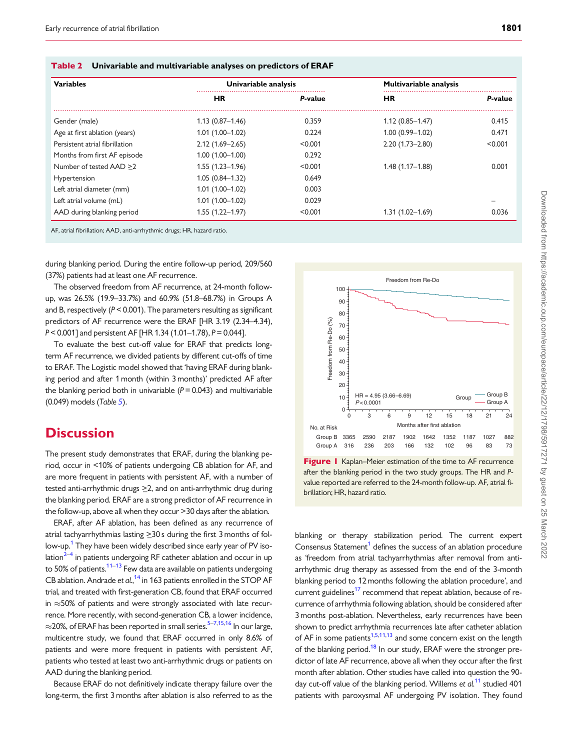**Table 2 Univariable and multivariable analyses on predictors of ERAF**

| Variables | Univariable analysis | | Multivariable analysis | |
|---|---|---|---|---|
| | HR | *P*-value | HR | *P*-value |
| Gender (male) | 1.13 (0.87–1.46) | 0.359 | 1.12 (0.85–1.47) | 0.415 |
| Age at first ablation (years) | 1.01 (1.00–1.02) | 0.224 | 1.00 (0.99–1.02) | 0.471 |
| Persistent atrial fibrillation | 2.12 (1.69–2.65) | <0.001 | 2.20 (1.73–2.80) | <0.001 |
| Months from first AF episode | 1.00 (1.00–1.00) | 0.292 | | |
| Number of tested AAD ≥2 | 1.55 (1.23–1.96) | <0.001 | 1.48 (1.17–1.88) | 0.001 |
| Hypertension | 1.05 (0.84–1.32) | 0.649 | | |
| Left atrial diameter (mm) | 1.01 (1.00–1.02) | 0.003 | | |
| Left atrial volume (mL) | 1.01 (1.00–1.02) | 0.029 | | – |
| AAD during blanking period | 1.55 (1.22–1.97) | <0.001 | 1.31 (1.02–1.69) | 0.036 |

AF, atrial fibrillation; AAD, anti-arrhythmic drugs; HR, hazard ratio.

during blanking period. During the entire follow-up period, 209/560 (37%) patients had at least one AF recurrence.

The observed freedom from AF recurrence, at 24-month follow-up, was 26.5% (19.9–33.7%) and 60.9% (51.8–68.7%) in Groups A and B, respectively ($P < 0.001$). The parameters resulting as significant predictors of AF recurrence were the ERAF [HR 3.19 (2.34–4.34), $P < 0.001$] and persistent AF [HR 1.34 (1.01–1.78), $P = 0.044$].

To evaluate the best cut-off value for ERAF that predicts long-term AF recurrence, we divided patients by different cut-offs of time to ERAF. The Logistic model showed that 'having ERAF during blanking period and after 1 month (within 3 months)' predicted AF after the blanking period both in univariable ($P = 0.043$) and multivariable (0.049) models (*Table 5*).

**Figure 1** Kaplan–Meier estimation of the time to AF recurrence after the blanking period in the two study groups. The HR and *P*-value reported are referred to the 24-month follow-up. AF, atrial fibrillation; HR, hazard ratio.

# Discussion

The present study demonstrates that ERAF, during the blanking period, occur in <10% of patients undergoing CB ablation for AF, and are more frequent in patients with persistent AF, with a number of tested anti-arrhythmic drugs ≥2, and on anti-arrhythmic drug during the blanking period. ERAF are a strong predictor of AF recurrence in the follow-up, above all when they occur >30 days after the ablation.

ERAF, after AF ablation, has been defined as any recurrence of atrial tachyarrhythmias lasting ≥30 s during the first 3 months of follow-up.[1] They have been widely described since early year of PV isolation[2–4] in patients undergoing RF catheter ablation and occur in up to 50% of patients.[11–13] Few data are available on patients undergoing CB ablation. Andrade *et al.*,[14] in 163 patients enrolled in the STOP AF trial, and treated with first-generation CB, found that ERAF occurred in ≈50% of patients and were strongly associated with late recurrence. More recently, with second-generation CB, a lower incidence, ≈20%, of ERAF has been reported in small series.[5–7,15,16] In our large, multicentre study, we found that ERAF occurred in only 8.6% of patients and were more frequent in patients with persistent AF, patients who tested at least two anti-arrhythmic drugs or patients on AAD during the blanking period.

Because ERAF do not definitively indicate therapy failure over the long-term, the first 3 months after ablation is also referred to as the blanking or therapy stabilization period. The current expert Consensus Statement[1] defines the success of an ablation procedure as 'freedom from atrial tachyarrhythmias after removal from anti-arrhythmic drug therapy as assessed from the end of the 3-month blanking period to 12 months following the ablation procedure', and current guidelines[17] recommend that repeat ablation, because of recurrence of arrhythmia following ablation, should be considered after 3 months post-ablation. Nevertheless, early recurrences have been shown to predict arrhythmia recurrences late after catheter ablation of AF in some patients[1,5,11,13] and some concern exist on the length of the blanking period.[18] In our study, ERAF were the stronger predictor of late AF recurrence, above all when they occur after the first month after ablation. Other studies have called into question the 90-day cut-off value of the blanking period. Willems *et al.*[11] studied 401 patients with paroxysmal AF undergoing PV isolation. They found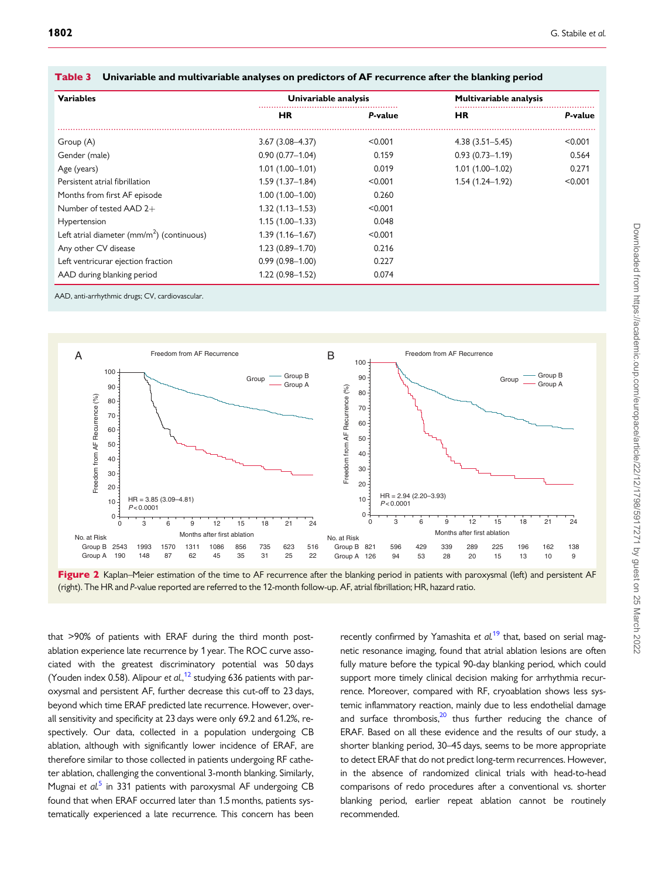**Table 3** Univariable and multivariable analyses on predictors of AF recurrence after the blanking period

| Variables | Univariable analysis | | Multivariable analysis | |
|---|---|---|---|---|
| | HR | *P*-value | HR | *P*-value |
| Group (A) | 3.67 (3.08–4.37) | <0.001 | 4.38 (3.51–5.45) | <0.001 |
| Gender (male) | 0.90 (0.77–1.04) | 0.159 | 0.93 (0.73–1.19) | 0.564 |
| Age (years) | 1.01 (1.00–1.01) | 0.019 | 1.01 (1.00–1.02) | 0.271 |
| Persistent atrial fibrillation | 1.59 (1.37–1.84) | <0.001 | 1.54 (1.24–1.92) | <0.001 |
| Months from first AF episode | 1.00 (1.00–1.00) | 0.260 | | |
| Number of tested AAD 2+ | 1.32 (1.13–1.53) | <0.001 | | |
| Hypertension | 1.15 (1.00–1.33) | 0.048 | | |
| Left atrial diameter (mm/m$^2$) (continuous) | 1.39 (1.16–1.67) | <0.001 | | |
| Any other CV disease | 1.23 (0.89–1.70) | 0.216 | | |
| Left ventricurar ejection fraction | 0.99 (0.98–1.00) | 0.227 | | |
| AAD during blanking period | 1.22 (0.98–1.52) | 0.074 | | |

AAD, anti-arrhythmic drugs; CV, cardiovascular.

**Figure 2** Kaplan–Meier estimation of the time to AF recurrence after the blanking period in patients with paroxysmal (left) and persistent AF (right). The HR and *P*-value reported are referred to the 12-month follow-up. AF, atrial fibrillation; HR, hazard ratio.

that >90% of patients with ERAF during the third month post-ablation experience late recurrence by 1 year. The ROC curve associated with the greatest discriminatory potential was 50 days (Youden index 0.58). Alipour *et al.*,[12] studying 636 patients with paroxysmal and persistent AF, further decrease this cut-off to 23 days, beyond which time ERAF predicted late recurrence. However, overall sensitivity and specificity at 23 days were only 69.2 and 61.2%, respectively. Our data, collected in a population undergoing CB ablation, although with significantly lower incidence of ERAF, are therefore similar to those collected in patients undergoing RF catheter ablation, challenging the conventional 3-month blanking. Similarly, Mugnai *et al.*[5] in 331 patients with paroxysmal AF undergoing CB found that when ERAF occurred later than 1.5 months, patients systematically experienced a late recurrence. This concern has been recently confirmed by Yamashita *et al.*[19] that, based on serial magnetic resonance imaging, found that atrial ablation lesions are often fully mature before the typical 90-day blanking period, which could support more timely clinical decision making for arrhythmia recurrence. Moreover, compared with RF, cryoablation shows less systemic inflammatory reaction, mainly due to less endothelial damage and surface thrombosis,[20] thus further reducing the chance of ERAF. Based on all these evidence and the results of our study, a shorter blanking period, 30–45 days, seems to be more appropriate to detect ERAF that do not predict long-term recurrences. However, in the absence of randomized clinical trials with head-to-head comparisons of redo procedures after a conventional vs. shorter blanking period, earlier repeat ablation cannot be routinely recommended.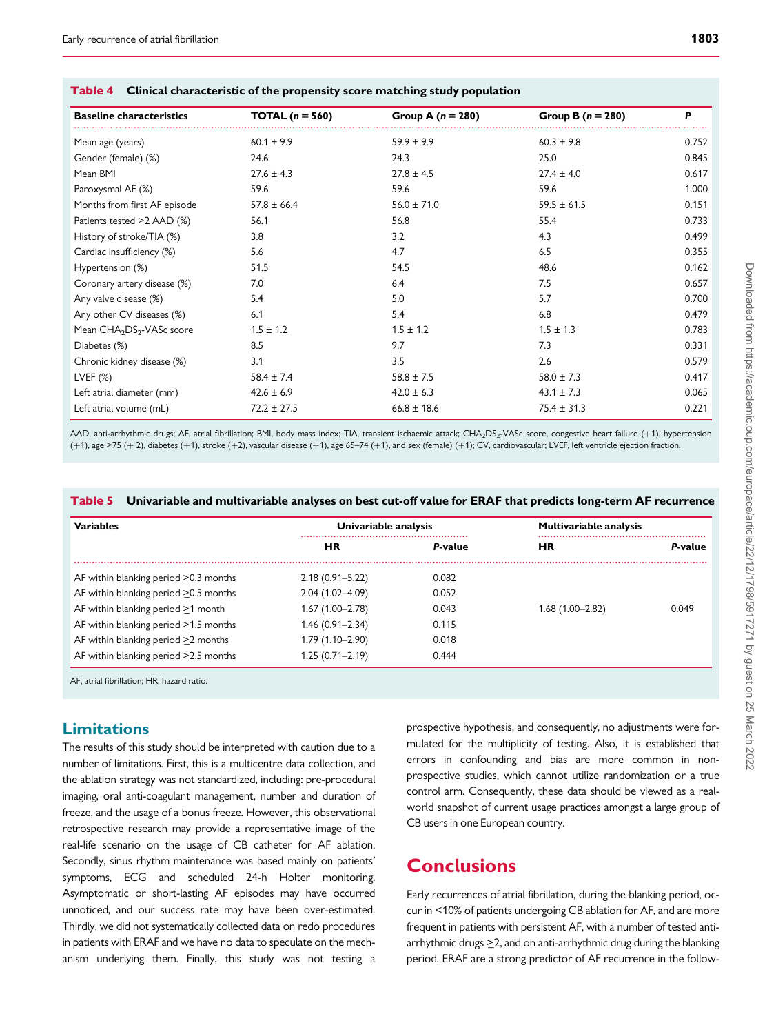**Table 4** Clinical characteristic of the propensity score matching study population

| Baseline characteristics | TOTAL (n = 560) | Group A (n = 280) | Group B (n = 280) | P |
|---|---|---|---|---|
| Mean age (years) | 60.1 ± 9.9 | 59.9 ± 9.9 | 60.3 ± 9.8 | 0.752 |
| Gender (female) (%) | 24.6 | 24.3 | 25.0 | 0.845 |
| Mean BMI | 27.6 ± 4.3 | 27.8 ± 4.5 | 27.4 ± 4.0 | 0.617 |
| Paroxysmal AF (%) | 59.6 | 59.6 | 59.6 | 1.000 |
| Months from first AF episode | 57.8 ± 66.4 | 56.0 ± 71.0 | 59.5 ± 61.5 | 0.151 |
| Patients tested ≥2 AAD (%) | 56.1 | 56.8 | 55.4 | 0.733 |
| History of stroke/TIA (%) | 3.8 | 3.2 | 4.3 | 0.499 |
| Cardiac insufficiency (%) | 5.6 | 4.7 | 6.5 | 0.355 |
| Hypertension (%) | 51.5 | 54.5 | 48.6 | 0.162 |
| Coronary artery disease (%) | 7.0 | 6.4 | 7.5 | 0.657 |
| Any valve disease (%) | 5.4 | 5.0 | 5.7 | 0.700 |
| Any other CV diseases (%) | 6.1 | 5.4 | 6.8 | 0.479 |
| Mean $CHA_2DS_2$-VASc score | 1.5 ± 1.2 | 1.5 ± 1.2 | 1.5 ± 1.3 | 0.783 |
| Diabetes (%) | 8.5 | 9.7 | 7.3 | 0.331 |
| Chronic kidney disease (%) | 3.1 | 3.5 | 2.6 | 0.579 |
| LVEF (%) | 58.4 ± 7.4 | 58.8 ± 7.5 | 58.0 ± 7.3 | 0.417 |
| Left atrial diameter (mm) | 42.6 ± 6.9 | 42.0 ± 6.3 | 43.1 ± 7.3 | 0.065 |
| Left atrial volume (mL) | 72.2 ± 27.5 | 66.8 ± 18.6 | 75.4 ± 31.3 | 0.221 |

AAD, anti-arrhythmic drugs; AF, atrial fibrillation; BMI, body mass index; TIA, transient ischaemic attack; $CHA_2DS_2$-VASc score, congestive heart failure (+1), hypertension (+1), age ≥75 (+ 2), diabetes (+1), stroke (+2), vascular disease (+1), age 65–74 (+1), and sex (female) (+1); CV, cardiovascular; LVEF, left ventricle ejection fraction.

**Table 5** Univariable and multivariable analyses on best cut-off value for ERAF that predicts long-term AF recurrence

| Variables | Univariable analysis | | Multivariable analysis | |
|---|---|---|---|---|
| | HR | P-value | HR | P-value |
| AF within blanking period ≥0.3 months | 2.18 (0.91–5.22) | 0.082 | | |
| AF within blanking period ≥0.5 months | 2.04 (1.02–4.09) | 0.052 | | |
| AF within blanking period ≥1 month | 1.67 (1.00–2.78) | 0.043 | 1.68 (1.00–2.82) | 0.049 |
| AF within blanking period ≥1.5 months | 1.46 (0.91–2.34) | 0.115 | | |
| AF within blanking period ≥2 months | 1.79 (1.10–2.90) | 0.018 | | |
| AF within blanking period ≥2.5 months | 1.25 (0.71–2.19) | 0.444 | | |

AF, atrial fibrillation; HR, hazard ratio.

## Limitations

The results of this study should be interpreted with caution due to a number of limitations. First, this is a multicentre data collection, and the ablation strategy was not standardized, including: pre-procedural imaging, oral anti-coagulant management, number and duration of freeze, and the usage of a bonus freeze. However, this observational retrospective research may provide a representative image of the real-life scenario on the usage of CB catheter for AF ablation. Secondly, sinus rhythm maintenance was based mainly on patients' symptoms, ECG and scheduled 24-h Holter monitoring. Asymptomatic or short-lasting AF episodes may have occurred unnoticed, and our success rate may have been over-estimated. Thirdly, we did not systematically collected data on redo procedures in patients with ERAF and we have no data to speculate on the mechanism underlying them. Finally, this study was not testing a prospective hypothesis, and consequently, no adjustments were formulated for the multiplicity of testing. Also, it is established that errors in confounding and bias are more common in non-prospective studies, which cannot utilize randomization or a true control arm. Consequently, these data should be viewed as a real-world snapshot of current usage practices amongst a large group of CB users in one European country.

# Conclusions

Early recurrences of atrial fibrillation, during the blanking period, occur in <10% of patients undergoing CB ablation for AF, and are more frequent in patients with persistent AF, with a number of tested anti-arrhythmic drugs ≥2, and on anti-arrhythmic drug during the blanking period. ERAF are a strong predictor of AF recurrence in the follow-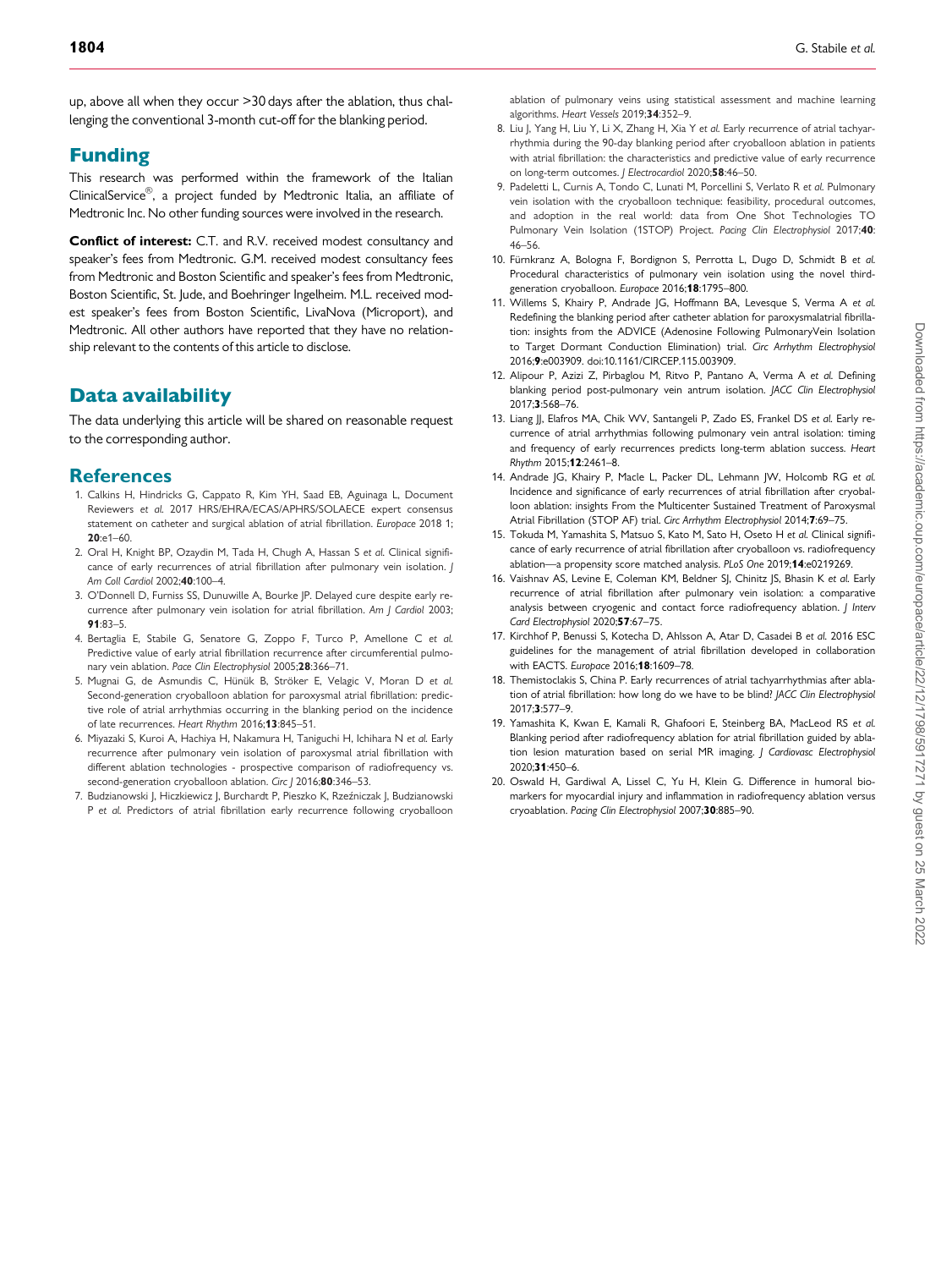up, above all when they occur >30 days after the ablation, thus challenging the conventional 3-month cut-off for the blanking period.

## Funding

This research was performed within the framework of the Italian ClinicalService®, a project funded by Medtronic Italia, an affiliate of Medtronic Inc. No other funding sources were involved in the research.

**Conflict of interest:** C.T. and R.V. received modest consultancy and speaker's fees from Medtronic. G.M. received modest consultancy fees from Medtronic and Boston Scientific and speaker's fees from Medtronic, Boston Scientific, St. Jude, and Boehringer Ingelheim. M.L. received modest speaker's fees from Boston Scientific, LivaNova (Microport), and Medtronic. All other authors have reported that they have no relationship relevant to the contents of this article to disclose.

## Data availability

The data underlying this article will be shared on reasonable request to the corresponding author.

## References

1. Calkins H, Hindricks G, Cappato R, Kim YH, Saad EB, Aguinaga L, Document Reviewers *et al.* 2017 HRS/EHRA/ECAS/APHRS/SOLAECE expert consensus statement on catheter and surgical ablation of atrial fibrillation. *Europace* 2018 1; **20**:e1–60.
2. Oral H, Knight BP, Ozaydin M, Tada H, Chugh A, Hassan S *et al.* Clinical significance of early recurrences of atrial fibrillation after pulmonary vein isolation. *J Am Coll Cardiol* 2002;**40**:100–4.
3. O'Donnell D, Furniss SS, Dunuwille A, Bourke JP. Delayed cure despite early recurrence after pulmonary vein isolation for atrial fibrillation. *Am J Cardiol* 2003; **91**:83–5.
4. Bertaglia E, Stabile G, Senatore G, Zoppo F, Turco P, Amellone C *et al.* Predictive value of early atrial fibrillation recurrence after circumferential pulmonary vein ablation. *Pace Clin Electrophysiol* 2005;**28**:366–71.
5. Mugnai G, de Asmundis C, Hünük B, Ströker E, Velagic V, Moran D *et al.* Second-generation cryoballoon ablation for paroxysmal atrial fibrillation: predictive role of atrial arrhythmias occurring in the blanking period on the incidence of late recurrences. *Heart Rhythm* 2016;**13**:845–51.
6. Miyazaki S, Kuroi A, Hachiya H, Nakamura H, Taniguchi H, Ichihara N *et al.* Early recurrence after pulmonary vein isolation of paroxysmal atrial fibrillation with different ablation technologies - prospective comparison of radiofrequency vs. second-generation cryoballoon ablation. *Circ J* 2016;**80**:346–53.
7. Budzianowski J, Hiczkiewicz J, Burchardt P, Pieszko K, Rzeźniczak J, Budzianowski P *et al.* Predictors of atrial fibrillation early recurrence following cryoballoon ablation of pulmonary veins using statistical assessment and machine learning algorithms. *Heart Vessels* 2019;**34**:352–9.
8. Liu J, Yang H, Liu Y, Li X, Zhang H, Xia Y *et al.* Early recurrence of atrial tachyarrhythmia during the 90-day blanking period after cryoballoon ablation in patients with atrial fibrillation: the characteristics and predictive value of early recurrence on long-term outcomes. *J Electrocardiol* 2020;**58**:46–50.
9. Padeletti L, Curnis A, Tondo C, Lunati M, Porcellini S, Verlato R *et al.* Pulmonary vein isolation with the cryoballoon technique: feasibility, procedural outcomes, and adoption in the real world: data from One Shot Technologies TO Pulmonary Vein Isolation (1STOP) Project. *Pacing Clin Electrophysiol* 2017;**40**: 46–56.
10. Fürnkranz A, Bologna F, Bordignon S, Perrotta L, Dugo D, Schmidt B *et al.* Procedural characteristics of pulmonary vein isolation using the novel third-generation cryoballoon. *Europace* 2016;**18**:1795–800.
11. Willems S, Khairy P, Andrade JG, Hoffmann BA, Levesque S, Verma A *et al.* Redefining the blanking period after catheter ablation for paroxysmalatrial fibrillation: insights from the ADVICE (Adenosine Following PulmonaryVein Isolation to Target Dormant Conduction Elimination) trial. *Circ Arrhythm Electrophysiol* 2016;**9**:e003909. doi:10.1161/CIRCEP.115.003909.
12. Alipour P, Azizi Z, Pirbaglou M, Ritvo P, Pantano A, Verma A *et al.* Defining blanking period post-pulmonary vein antrum isolation. *JACC Clin Electrophysiol* 2017;**3**:568–76.
13. Liang JJ, Elafros MA, Chik WV, Santangeli P, Zado ES, Frankel DS *et al.* Early recurrence of atrial arrhythmias following pulmonary vein antral isolation: timing and frequency of early recurrences predicts long-term ablation success. *Heart Rhythm* 2015;**12**:2461–8.
14. Andrade JG, Khairy P, Macle L, Packer DL, Lehmann JW, Holcomb RG *et al.* Incidence and significance of early recurrences of atrial fibrillation after cryoballoon ablation: insights From the Multicenter Sustained Treatment of Paroxysmal Atrial Fibrillation (STOP AF) trial. *Circ Arrhythm Electrophysiol* 2014;**7**:69–75.
15. Tokuda M, Yamashita S, Matsuo S, Kato M, Sato H, Oseto H *et al.* Clinical significance of early recurrence of atrial fibrillation after cryoballoon vs. radiofrequency ablation—a propensity score matched analysis. *PLoS One* 2019;**14**:e0219269.
16. Vaishnav AS, Levine E, Coleman KM, Beldner SJ, Chinitz JS, Bhasin K *et al.* Early recurrence of atrial fibrillation after pulmonary vein isolation: a comparative analysis between cryogenic and contact force radiofrequency ablation. *J Interv Card Electrophysiol* 2020;**57**:67–75.
17. Kirchhof P, Benussi S, Kotecha D, Ahlsson A, Atar D, Casadei B *et al.* 2016 ESC guidelines for the management of atrial fibrillation developed in collaboration with EACTS. *Europace* 2016;**18**:1609–78.
18. Themistoclakis S, China P. Early recurrences of atrial tachyarrhythmias after ablation of atrial fibrillation: how long do we have to be blind? *JACC Clin Electrophysiol* 2017;**3**:577–9.
19. Yamashita K, Kwan E, Kamali R, Ghafoori E, Steinberg BA, MacLeod RS *et al.* Blanking period after radiofrequency ablation for atrial fibrillation guided by ablation lesion maturation based on serial MR imaging. *J Cardiovasc Electrophysiol* 2020;**31**:450–6.
20. Oswald H, Gardiwal A, Lissel C, Yu H, Klein G. Difference in humoral biomarkers for myocardial injury and inflammation in radiofrequency ablation versus cryoablation. *Pacing Clin Electrophysiol* 2007;**30**:885–90.